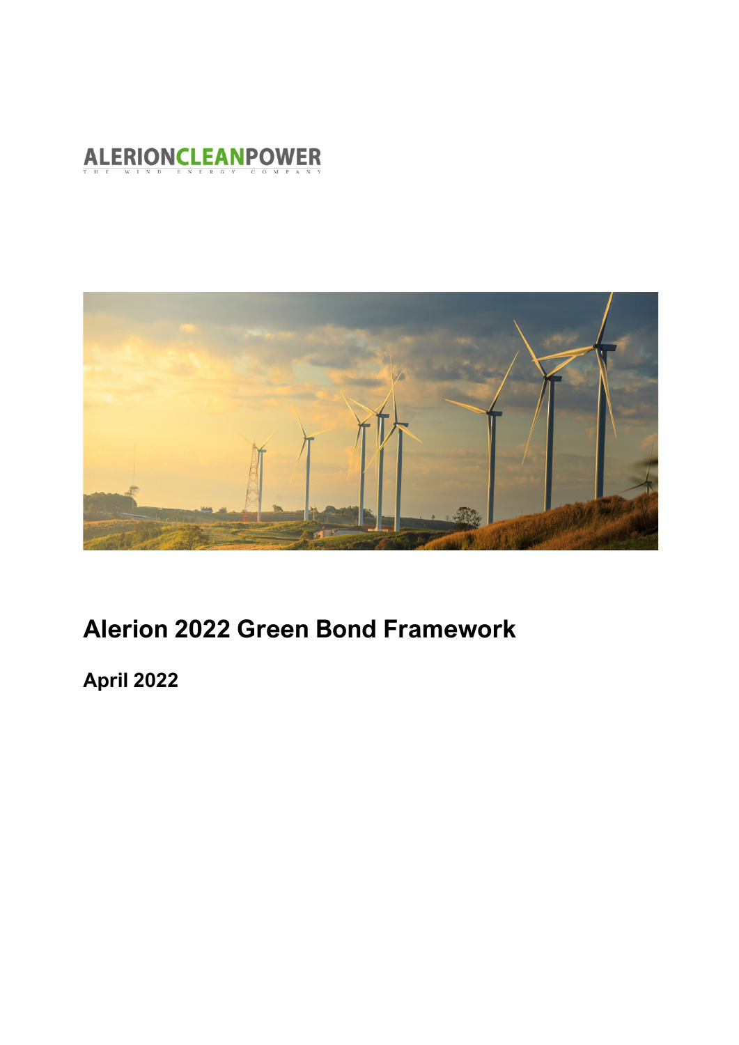ALERIONCLEANPOWER
THE WIND ENERGY COMPANY

# Alerion 2022 Green Bond Framework

**April 2022**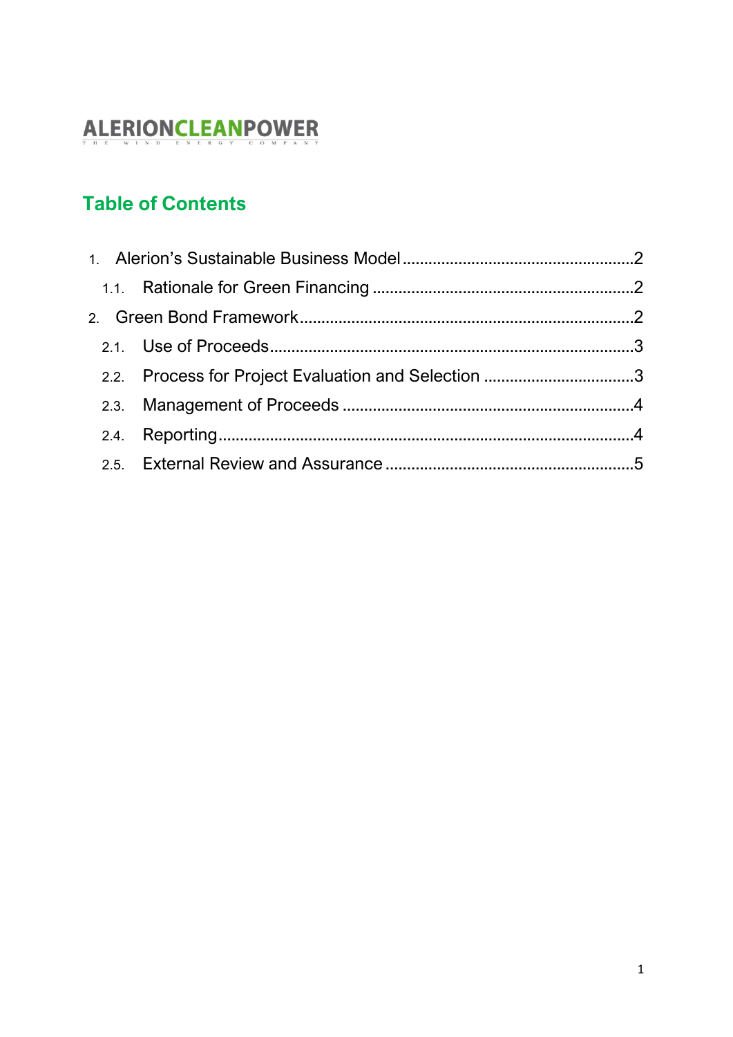ALERIONCLEANPOWER

THE WIND ENERGY COMPANY

## Table of Contents

1. Alerion's Sustainable Business Model .......... 2
   1.1. Rationale for Green Financing .......... 2
2. Green Bond Framework .......... 2
   2.1. Use of Proceeds .......... 3
   2.2. Process for Project Evaluation and Selection .......... 3
   2.3. Management of Proceeds .......... 4
   2.4. Reporting .......... 4
   2.5. External Review and Assurance .......... 5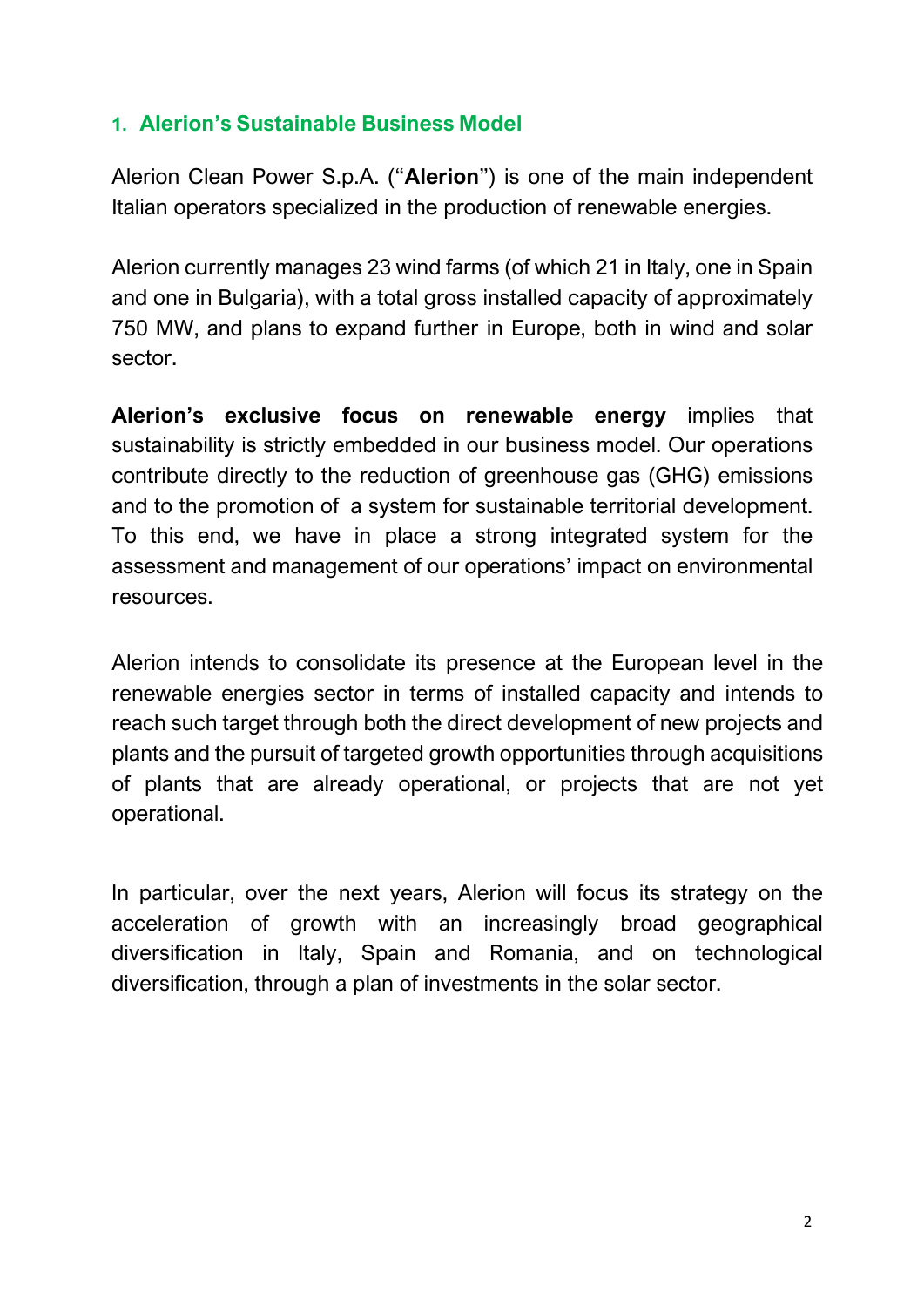## 1. Alerion's Sustainable Business Model

Alerion Clean Power S.p.A. ("**Alerion**") is one of the main independent Italian operators specialized in the production of renewable energies.

Alerion currently manages 23 wind farms (of which 21 in Italy, one in Spain and one in Bulgaria), with a total gross installed capacity of approximately 750 MW, and plans to expand further in Europe, both in wind and solar sector.

**Alerion's exclusive focus on renewable energy** implies that sustainability is strictly embedded in our business model. Our operations contribute directly to the reduction of greenhouse gas (GHG) emissions and to the promotion of a system for sustainable territorial development. To this end, we have in place a strong integrated system for the assessment and management of our operations' impact on environmental resources.

Alerion intends to consolidate its presence at the European level in the renewable energies sector in terms of installed capacity and intends to reach such target through both the direct development of new projects and plants and the pursuit of targeted growth opportunities through acquisitions of plants that are already operational, or projects that are not yet operational.

In particular, over the next years, Alerion will focus its strategy on the acceleration of growth with an increasingly broad geographical diversification in Italy, Spain and Romania, and on technological diversification, through a plan of investments in the solar sector.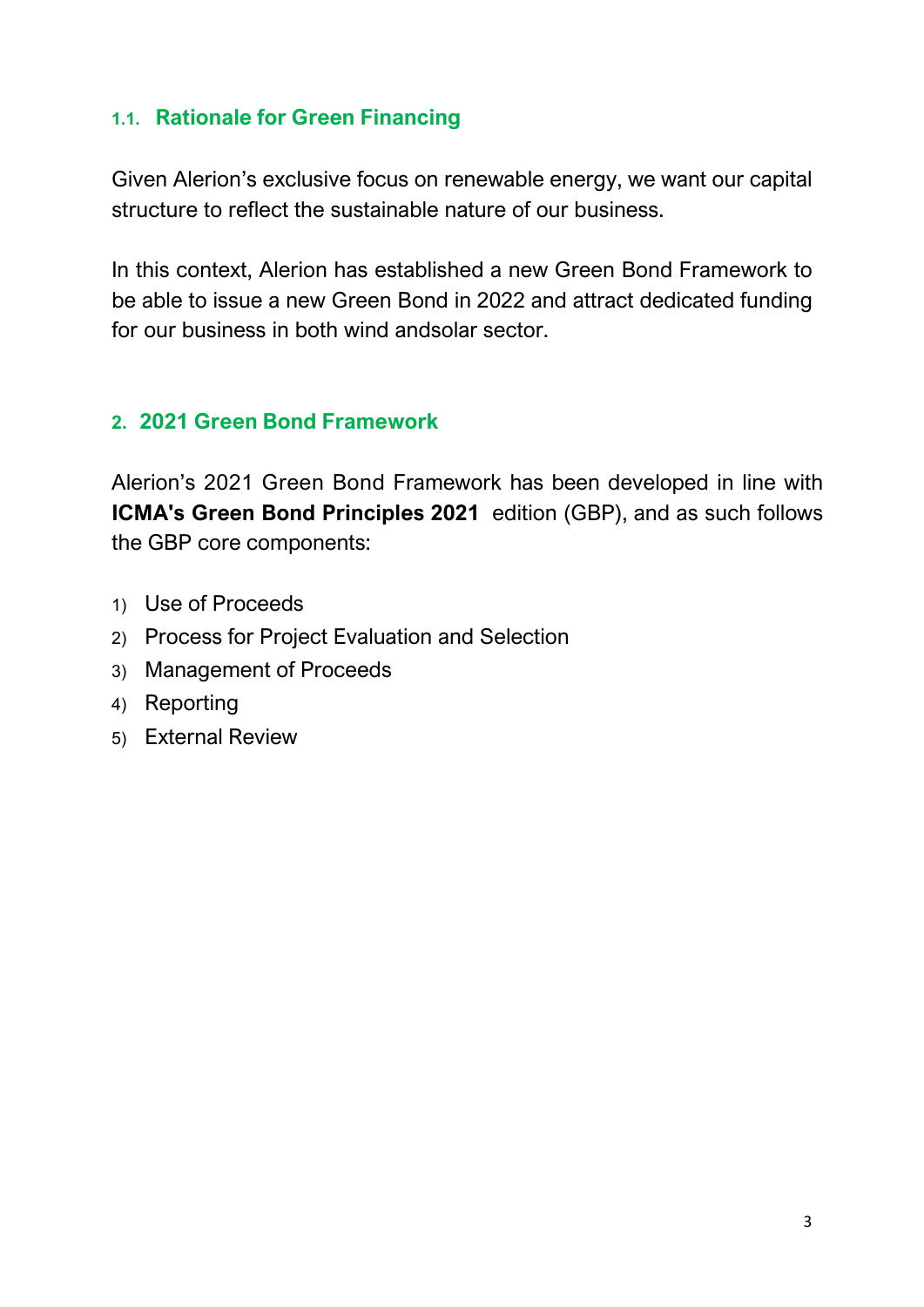### 1.1. Rationale for Green Financing

Given Alerion's exclusive focus on renewable energy, we want our capital structure to reflect the sustainable nature of our business.

In this context, Alerion has established a new Green Bond Framework to be able to issue a new Green Bond in 2022 and attract dedicated funding for our business in both wind andsolar sector.

## 2. 2021 Green Bond Framework

Alerion's 2021 Green Bond Framework has been developed in line with **ICMA's Green Bond Principles 2021** edition (GBP), and as such follows the GBP core components:

1) Use of Proceeds
2) Process for Project Evaluation and Selection
3) Management of Proceeds
4) Reporting
5) External Review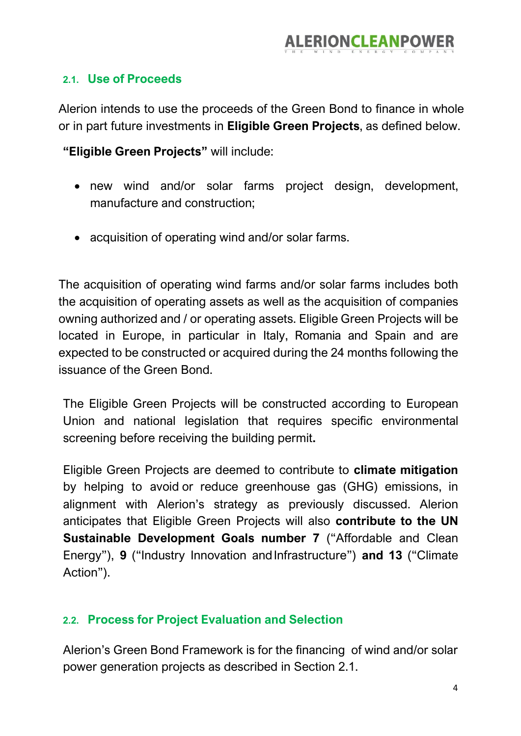## 2.1. Use of Proceeds

Alerion intends to use the proceeds of the Green Bond to finance in whole or in part future investments in **Eligible Green Projects**, as defined below.

**"Eligible Green Projects"** will include:

- new wind and/or solar farms project design, development, manufacture and construction;
- acquisition of operating wind and/or solar farms.

The acquisition of operating wind farms and/or solar farms includes both the acquisition of operating assets as well as the acquisition of companies owning authorized and / or operating assets. Eligible Green Projects will be located in Europe, in particular in Italy, Romania and Spain and are expected to be constructed or acquired during the 24 months following the issuance of the Green Bond.

The Eligible Green Projects will be constructed according to European Union and national legislation that requires specific environmental screening before receiving the building permit**.**

Eligible Green Projects are deemed to contribute to **climate mitigation** by helping to avoid or reduce greenhouse gas (GHG) emissions, in alignment with Alerion's strategy as previously discussed. Alerion anticipates that Eligible Green Projects will also **contribute to the UN Sustainable Development Goals number 7** ("Affordable and Clean Energy"), **9** ("Industry Innovation and Infrastructure") **and 13** ("Climate Action").

## 2.2. Process for Project Evaluation and Selection

Alerion's Green Bond Framework is for the financing of wind and/or solar power generation projects as described in Section 2.1.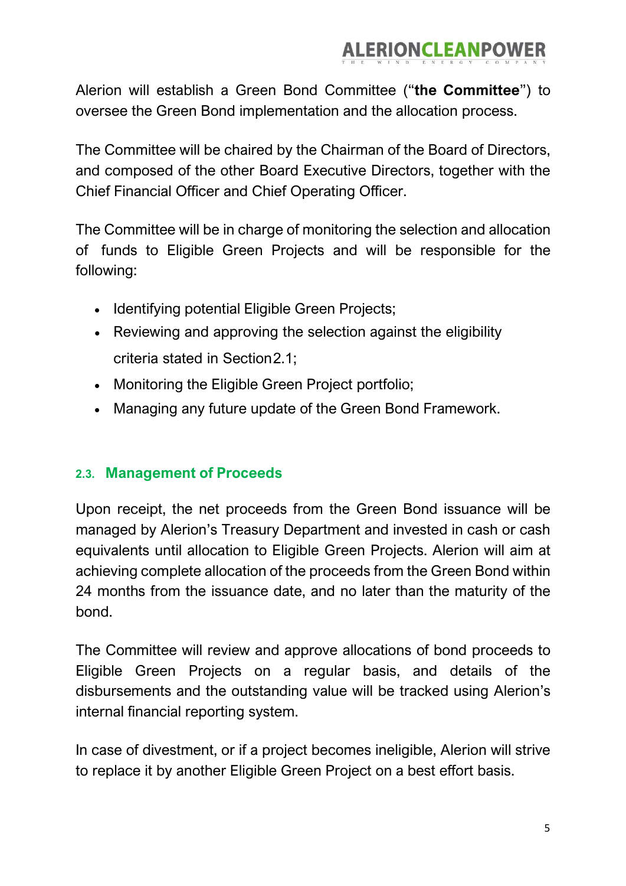Alerion will establish a Green Bond Committee ("**the Committee**") to oversee the Green Bond implementation and the allocation process.

The Committee will be chaired by the Chairman of the Board of Directors, and composed of the other Board Executive Directors, together with the Chief Financial Officer and Chief Operating Officer.

The Committee will be in charge of monitoring the selection and allocation of funds to Eligible Green Projects and will be responsible for the following:

- Identifying potential Eligible Green Projects;
- Reviewing and approving the selection against the eligibility criteria stated in Section2.1;
- Monitoring the Eligible Green Project portfolio;
- Managing any future update of the Green Bond Framework.

### 2.3. Management of Proceeds

Upon receipt, the net proceeds from the Green Bond issuance will be managed by Alerion's Treasury Department and invested in cash or cash equivalents until allocation to Eligible Green Projects. Alerion will aim at achieving complete allocation of the proceeds from the Green Bond within 24 months from the issuance date, and no later than the maturity of the bond.

The Committee will review and approve allocations of bond proceeds to Eligible Green Projects on a regular basis, and details of the disbursements and the outstanding value will be tracked using Alerion's internal financial reporting system.

In case of divestment, or if a project becomes ineligible, Alerion will strive to replace it by another Eligible Green Project on a best effort basis.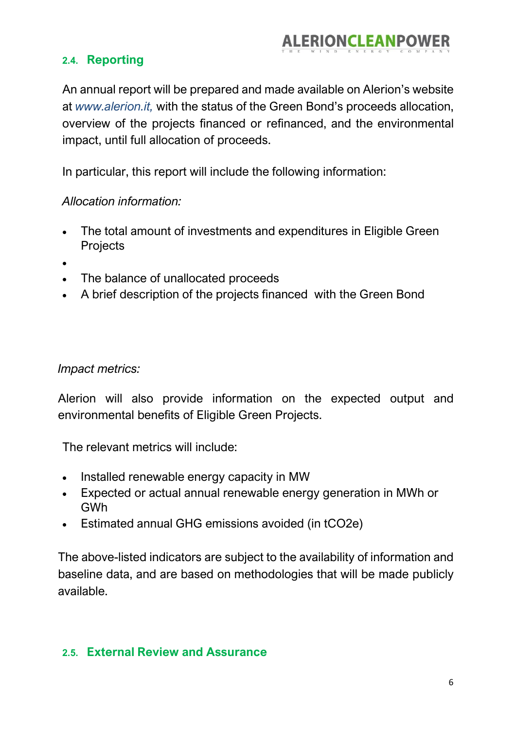## 2.4. Reporting

An annual report will be prepared and made available on Alerion's website at *www.alerion.it,* with the status of the Green Bond's proceeds allocation, overview of the projects financed or refinanced, and the environmental impact, until full allocation of proceeds.

In particular, this report will include the following information:

*Allocation information:*

- The total amount of investments and expenditures in Eligible Green Projects
- 
- The balance of unallocated proceeds
- A brief description of the projects financed with the Green Bond

*Impact metrics:*

Alerion will also provide information on the expected output and environmental benefits of Eligible Green Projects.

The relevant metrics will include:

- Installed renewable energy capacity in MW
- Expected or actual annual renewable energy generation in MWh or GWh
- Estimated annual GHG emissions avoided (in $tCO_2e$)

The above-listed indicators are subject to the availability of information and baseline data, and are based on methodologies that will be made publicly available.

## 2.5. External Review and Assurance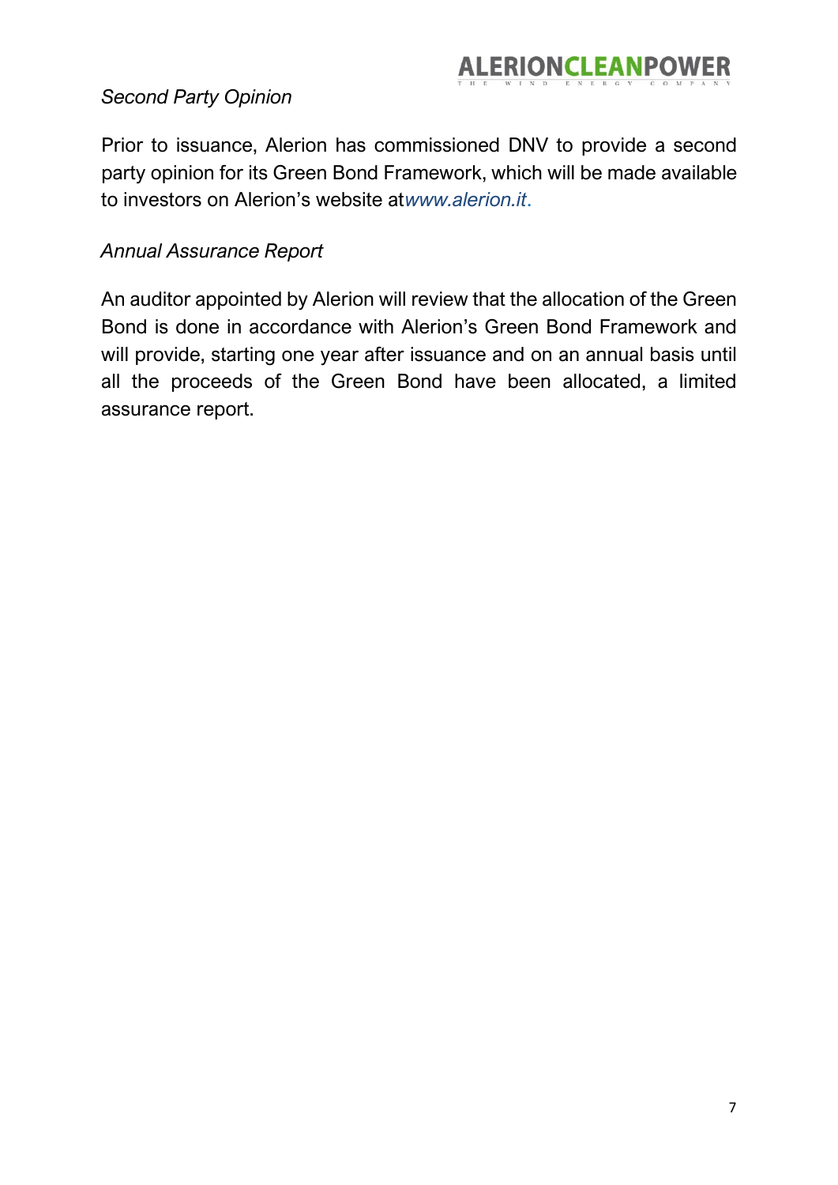*Second Party Opinion*

Prior to issuance, Alerion has commissioned DNV to provide a second party opinion for its Green Bond Framework, which will be made available to investors on Alerion's website at*www.alerion.it*.

*Annual Assurance Report*

An auditor appointed by Alerion will review that the allocation of the Green Bond is done in accordance with Alerion's Green Bond Framework and will provide, starting one year after issuance and on an annual basis until all the proceeds of the Green Bond have been allocated, a limited assurance report.